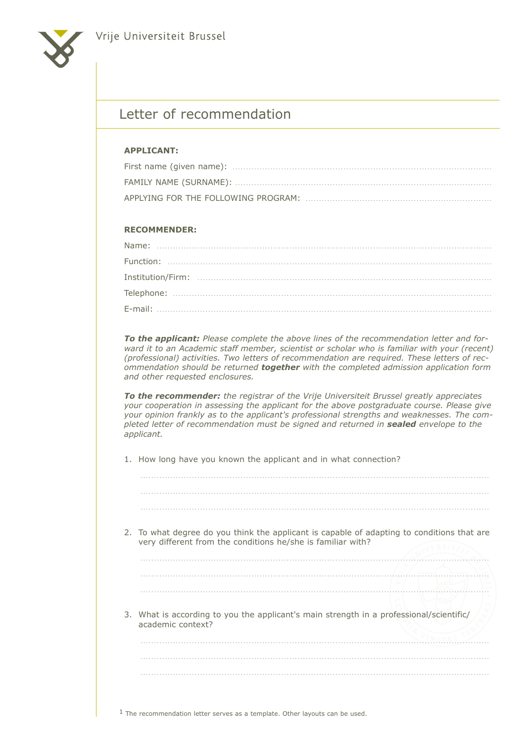Vrije Universiteit Brussel

# Letter of recommendation

**APPLICANT:**

First name (given name): ..........................................................................................

FAMILY NAME (SURNAME): ..........................................................................................

APPLYING FOR THE FOLLOWING PROGRAM: ..................................................................

**RECOMMENDER:**

Name: ..........................................................................................

Function: ..........................................................................................

Institution/Firm: ..........................................................................................

Telephone: ..........................................................................................

E-mail: ..........................................................................................

***To the applicant:*** *Please complete the above lines of the recommendation letter and forward it to an Academic staff member, scientist or scholar who is familiar with your (recent) (professional) activities. Two letters of recommendation are required. These letters of recommendation should be returned* ***together*** *with the completed admission application form and other requested enclosures.*

***To the recommender:*** *the registrar of the Vrije Universiteit Brussel greatly appreciates your cooperation in assessing the applicant for the above postgraduate course. Please give your opinion frankly as to the applicant's professional strengths and weaknesses. The completed letter of recommendation must be signed and returned in* ***sealed*** *envelope to the applicant.*

1. How long have you known the applicant and in what connection?

   ..........................................................................................

   ..........................................................................................

   ..........................................................................................

2. To what degree do you think the applicant is capable of adapting to conditions that are very different from the conditions he/she is familiar with?

   ..........................................................................................

   ..........................................................................................

   ..........................................................................................

3. What is according to you the applicant's main strength in a professional/scientific/ academic context?

   ..........................................................................................

   ..........................................................................................

   ..........................................................................................

[1] The recommendation letter serves as a template. Other layouts can be used.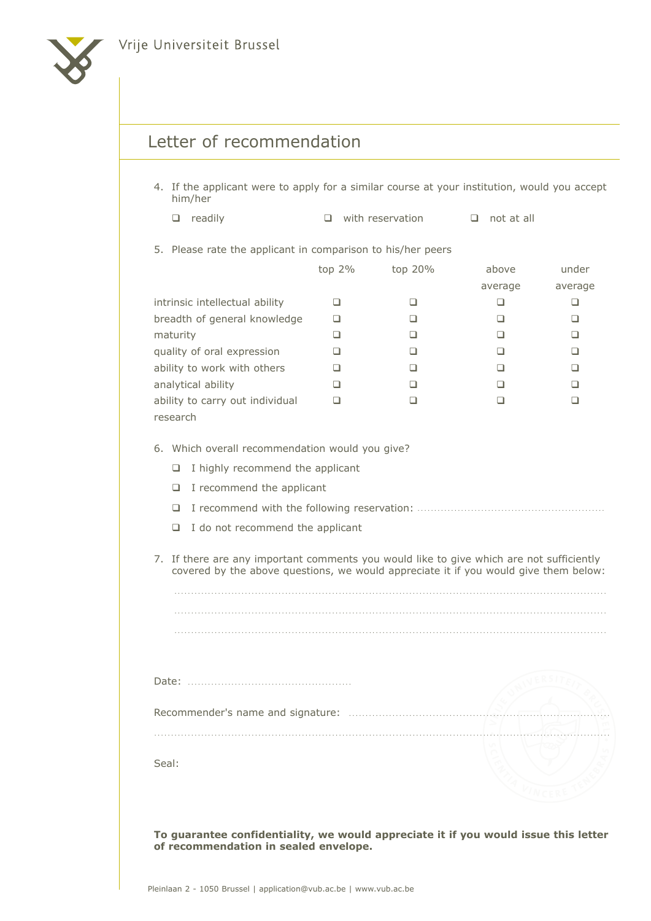Vrije Universiteit Brussel

# Letter of recommendation

4. If the applicant were to apply for a similar course at your institution, would you accept him/her

   ❑ readily ❑ with reservation ❑ not at all

5. Please rate the applicant in comparison to his/her peers

| | top 2% | top 20% | above average | under average |
|---|---|---|---|---|
| intrinsic intellectual ability | ❑ | ❑ | ❑ | ❑ |
| breadth of general knowledge | ❑ | ❑ | ❑ | ❑ |
| maturity | ❑ | ❑ | ❑ | ❑ |
| quality of oral expression | ❑ | ❑ | ❑ | ❑ |
| ability to work with others | ❑ | ❑ | ❑ | ❑ |
| analytical ability | ❑ | ❑ | ❑ | ❑ |
| ability to carry out individual research | ❑ | ❑ | ❑ | ❑ |

6. Which overall recommendation would you give?

   ❑ I highly recommend the applicant

   ❑ I recommend the applicant

   ❑ I recommend with the following reservation: ........................................................

   ❑ I do not recommend the applicant

7. If there are any important comments you would like to give which are not sufficiently covered by the above questions, we would appreciate it if you would give them below:

   ..............................................................................................................................

   ..............................................................................................................................

   ..............................................................................................................................

Date: ..................................................

Recommender's name and signature: ..............................................................................

..............................................................................................................................

Seal:

**To guarantee confidentiality, we would appreciate it if you would issue this letter of recommendation in sealed envelope.**

Pleinlaan 2 - 1050 Brussel | application@vub.ac.be | www.vub.ac.be